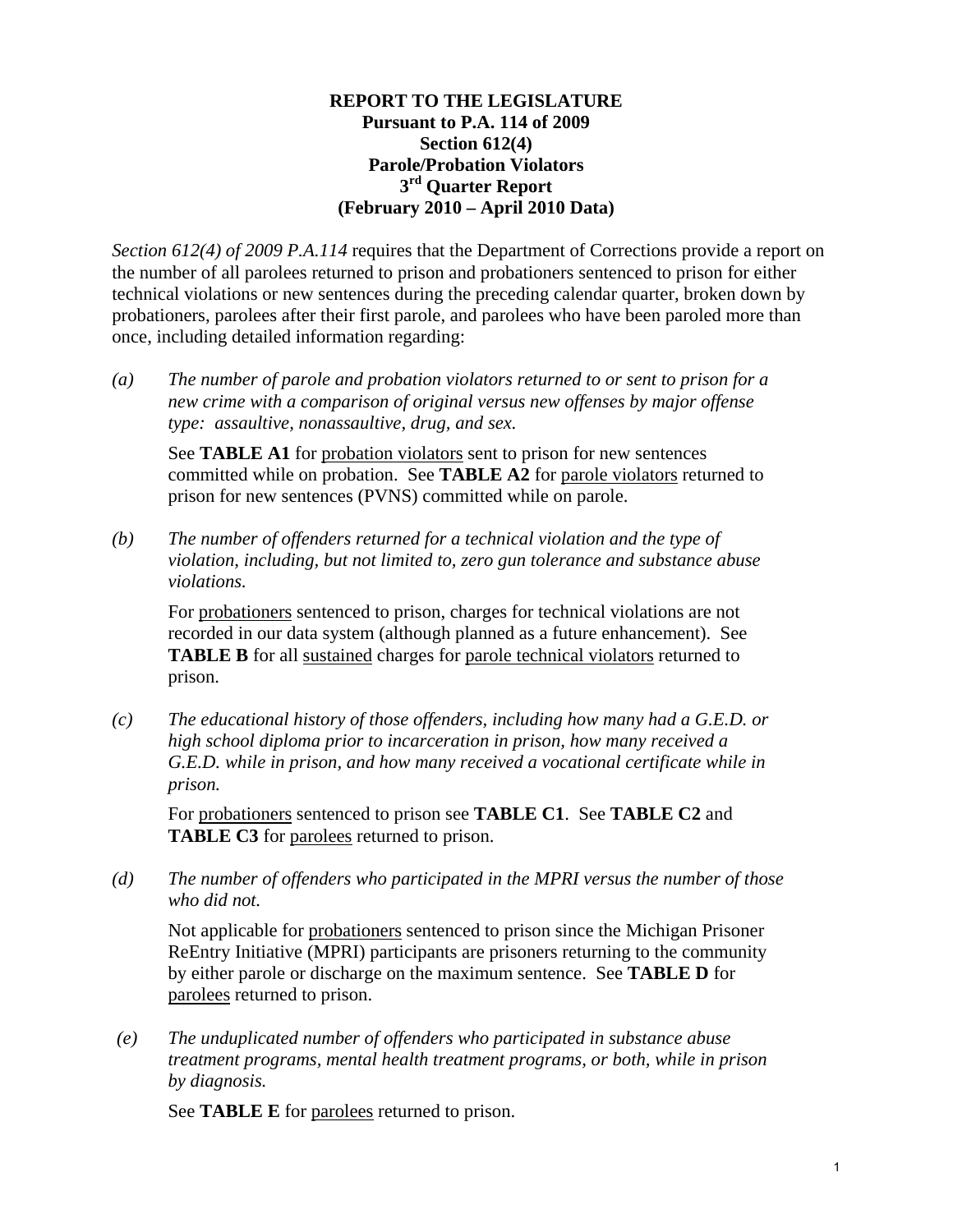**REPORT TO THE LEGISLATURE**
**Pursuant to P.A. 114 of 2009**
**Section 612(4)**
**Parole/Probation Violators**
**3rd Quarter Report**
**(February 2010 – April 2010 Data)**

*Section 612(4) of 2009 P.A.114* requires that the Department of Corrections provide a report on the number of all parolees returned to prison and probationers sentenced to prison for either technical violations or new sentences during the preceding calendar quarter, broken down by probationers, parolees after their first parole, and parolees who have been paroled more than once, including detailed information regarding:

*(a)* *The number of parole and probation violators returned to or sent to prison for a new crime with a comparison of original versus new offenses by major offense type: assaultive, nonassaultive, drug, and sex.*

See **TABLE A1** for probation violators sent to prison for new sentences committed while on probation. See **TABLE A2** for parole violators returned to prison for new sentences (PVNS) committed while on parole.

*(b)* *The number of offenders returned for a technical violation and the type of violation, including, but not limited to, zero gun tolerance and substance abuse violations.*

For probationers sentenced to prison, charges for technical violations are not recorded in our data system (although planned as a future enhancement). See **TABLE B** for all sustained charges for parole technical violators returned to prison.

*(c)* *The educational history of those offenders, including how many had a G.E.D. or high school diploma prior to incarceration in prison, how many received a G.E.D. while in prison, and how many received a vocational certificate while in prison.*

For probationers sentenced to prison see **TABLE C1**. See **TABLE C2** and **TABLE C3** for parolees returned to prison.

*(d)* *The number of offenders who participated in the MPRI versus the number of those who did not.*

Not applicable for probationers sentenced to prison since the Michigan Prisoner ReEntry Initiative (MPRI) participants are prisoners returning to the community by either parole or discharge on the maximum sentence. See **TABLE D** for parolees returned to prison.

*(e)* *The unduplicated number of offenders who participated in substance abuse treatment programs, mental health treatment programs, or both, while in prison by diagnosis.*

See **TABLE E** for parolees returned to prison.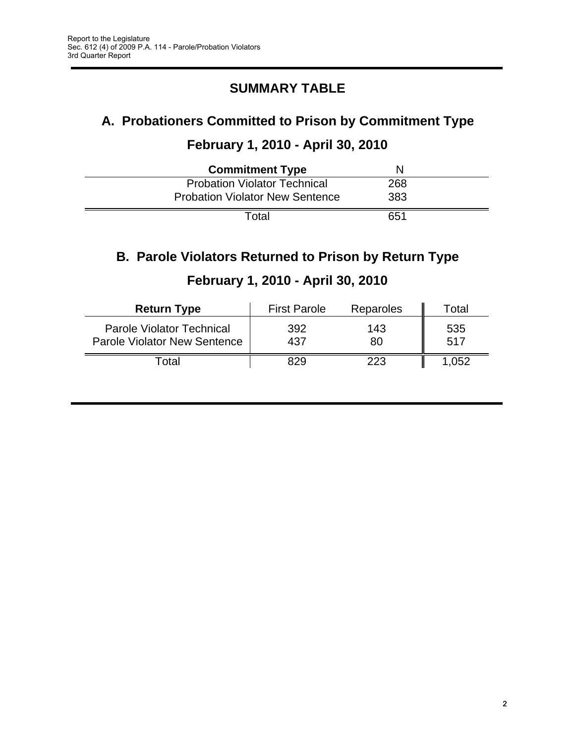# SUMMARY TABLE

## A. Probationers Committed to Prison by Commitment Type

### February 1, 2010 - April 30, 2010

| Commitment Type | N |
|---|---|
| Probation Violator Technical | 268 |
| Probation Violator New Sentence | 383 |
| Total | 651 |

## B. Parole Violators Returned to Prison by Return Type

### February 1, 2010 - April 30, 2010

| Return Type | First Parole | Reparoles | Total |
|---|---|---|---|
| Parole Violator Technical | 392 | 143 | 535 |
| Parole Violator New Sentence | 437 | 80 | 517 |
| Total | 829 | 223 | 1,052 |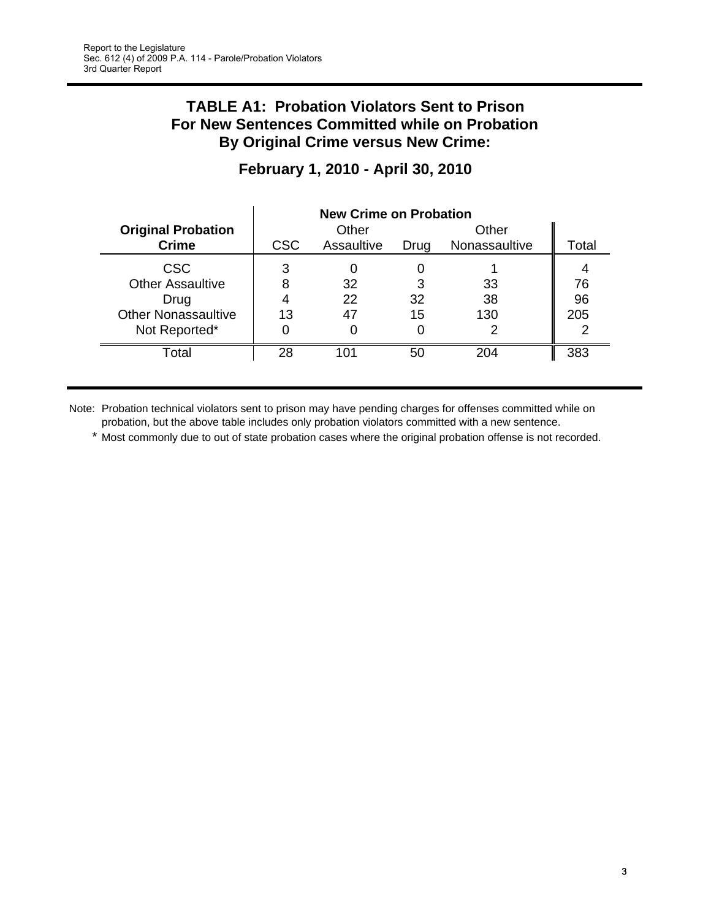# TABLE A1: Probation Violators Sent to Prison For New Sentences Committed while on Probation By Original Crime versus New Crime:

## February 1, 2010 - April 30, 2010

| Original Probation Crime | New Crime on Probation | | | | |
|---|---|---|---|---|---|
| | CSC | Other Assaultive | Drug | Other Nonassaultive | Total |
| CSC | 3 | 0 | 0 | 1 | 4 |
| Other Assaultive | 8 | 32 | 3 | 33 | 76 |
| Drug | 4 | 22 | 32 | 38 | 96 |
| Other Nonassaultive | 13 | 47 | 15 | 130 | 205 |
| Not Reported* | 0 | 0 | 0 | 2 | 2 |
| Total | 28 | 101 | 50 | 204 | 383 |

Note: Probation technical violators sent to prison may have pending charges for offenses committed while on probation, but the above table includes only probation violators committed with a new sentence.

\* Most commonly due to out of state probation cases where the original probation offense is not recorded.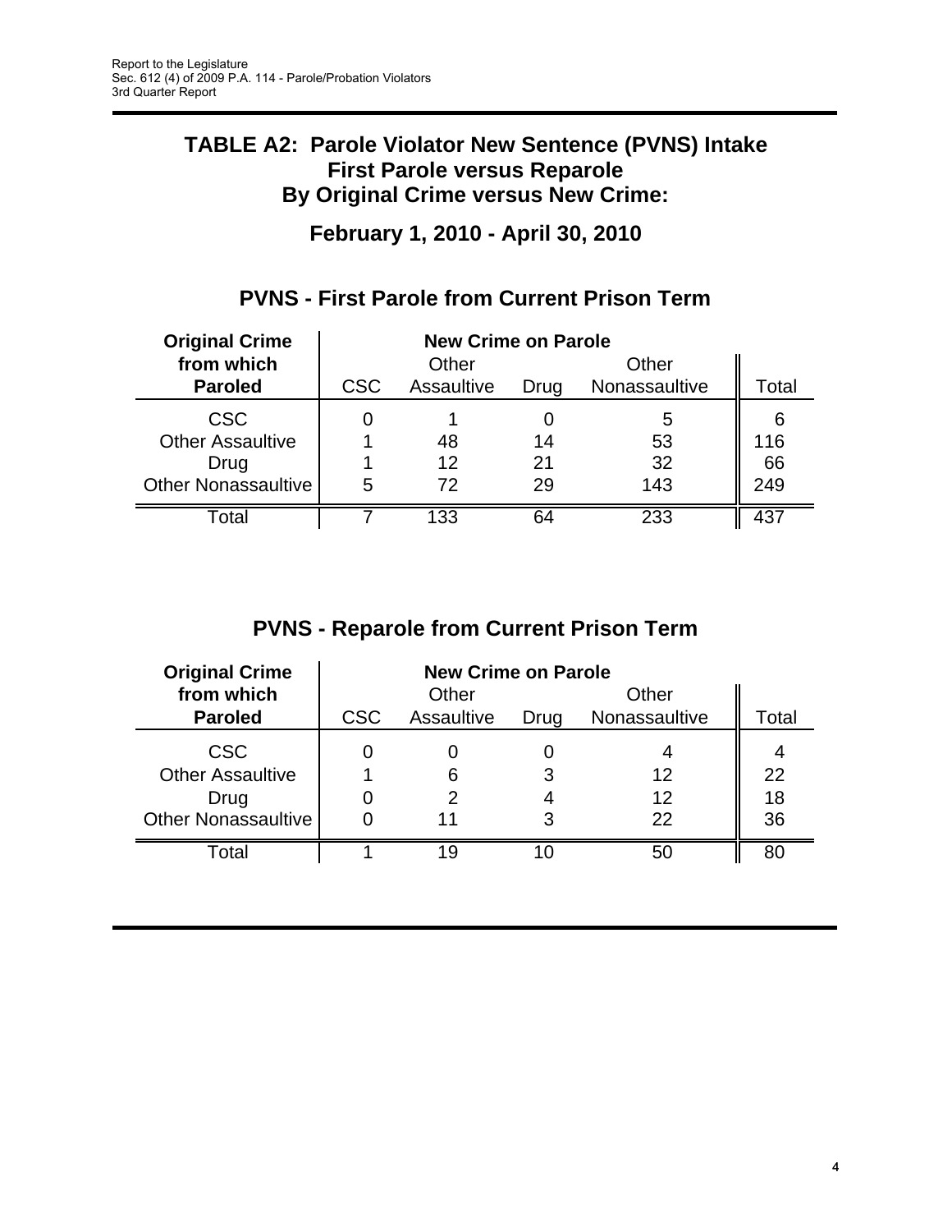## TABLE A2: Parole Violator New Sentence (PVNS) Intake
## First Parole versus Reparole
## By Original Crime versus New Crime:

## February 1, 2010 - April 30, 2010

### PVNS - First Parole from Current Prison Term

| Original Crime from which Paroled | New Crime on Parole | | | | Total |
|---|---|---|---|---|---|
| | CSC | Other Assaultive | Drug | Other Nonassaultive | |
| CSC | 0 | 1 | 0 | 5 | 6 |
| Other Assaultive | 1 | 48 | 14 | 53 | 116 |
| Drug | 1 | 12 | 21 | 32 | 66 |
| Other Nonassaultive | 5 | 72 | 29 | 143 | 249 |
| Total | 7 | 133 | 64 | 233 | 437 |

### PVNS - Reparole from Current Prison Term

| Original Crime from which Paroled | New Crime on Parole | | | | Total |
|---|---|---|---|---|---|
| | CSC | Other Assaultive | Drug | Other Nonassaultive | |
| CSC | 0 | 0 | 0 | 4 | 4 |
| Other Assaultive | 1 | 6 | 3 | 12 | 22 |
| Drug | 0 | 2 | 4 | 12 | 18 |
| Other Nonassaultive | 0 | 11 | 3 | 22 | 36 |
| Total | 1 | 19 | 10 | 50 | 80 |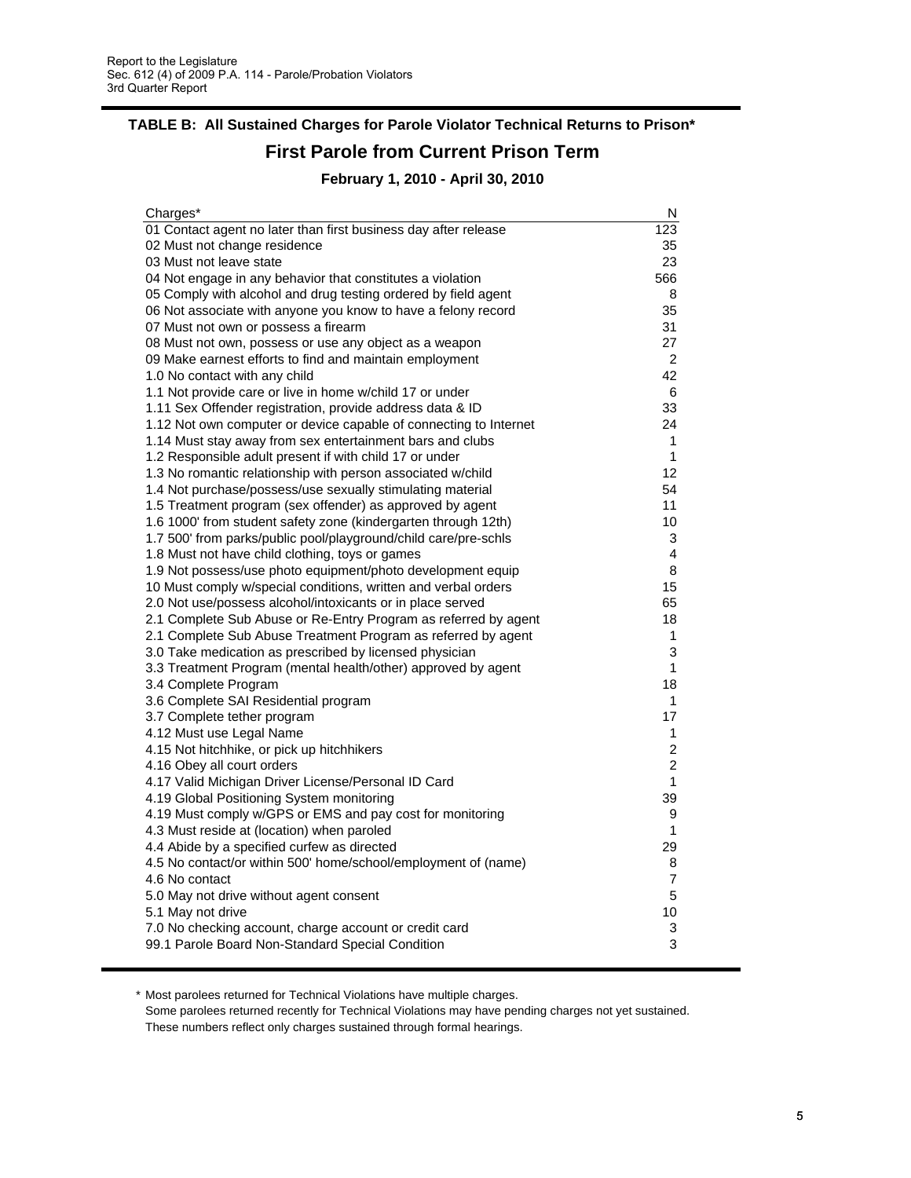## TABLE B: All Sustained Charges for Parole Violator Technical Returns to Prison*

# First Parole from Current Prison Term

### February 1, 2010 - April 30, 2010

| Charges* | N |
|---|---|
| 01 Contact agent no later than first business day after release | 123 |
| 02 Must not change residence | 35 |
| 03 Must not leave state | 23 |
| 04 Not engage in any behavior that constitutes a violation | 566 |
| 05 Comply with alcohol and drug testing ordered by field agent | 8 |
| 06 Not associate with anyone you know to have a felony record | 35 |
| 07 Must not own or possess a firearm | 31 |
| 08 Must not own, possess or use any object as a weapon | 27 |
| 09 Make earnest efforts to find and maintain employment | 2 |
| 1.0 No contact with any child | 42 |
| 1.1 Not provide care or live in home w/child 17 or under | 6 |
| 1.11 Sex Offender registration, provide address data & ID | 33 |
| 1.12 Not own computer or device capable of connecting to Internet | 24 |
| 1.14 Must stay away from sex entertainment bars and clubs | 1 |
| 1.2 Responsible adult present if with child 17 or under | 1 |
| 1.3 No romantic relationship with person associated w/child | 12 |
| 1.4 Not purchase/possess/use sexually stimulating material | 54 |
| 1.5 Treatment program (sex offender) as approved by agent | 11 |
| 1.6 1000' from student safety zone (kindergarten through 12th) | 10 |
| 1.7 500' from parks/public pool/playground/child care/pre-schls | 3 |
| 1.8 Must not have child clothing, toys or games | 4 |
| 1.9 Not possess/use photo equipment/photo development equip | 8 |
| 10 Must comply w/special conditions, written and verbal orders | 15 |
| 2.0 Not use/possess alcohol/intoxicants or in place served | 65 |
| 2.1 Complete Sub Abuse or Re-Entry Program as referred by agent | 18 |
| 2.1 Complete Sub Abuse Treatment Program as referred by agent | 1 |
| 3.0 Take medication as prescribed by licensed physician | 3 |
| 3.3 Treatment Program (mental health/other) approved by agent | 1 |
| 3.4 Complete Program | 18 |
| 3.6 Complete SAI Residential program | 1 |
| 3.7 Complete tether program | 17 |
| 4.12 Must use Legal Name | 1 |
| 4.15 Not hitchhike, or pick up hitchhikers | 2 |
| 4.16 Obey all court orders | 2 |
| 4.17 Valid Michigan Driver License/Personal ID Card | 1 |
| 4.19 Global Positioning System monitoring | 39 |
| 4.19 Must comply w/GPS or EMS and pay cost for monitoring | 9 |
| 4.3 Must reside at (location) when paroled | 1 |
| 4.4 Abide by a specified curfew as directed | 29 |
| 4.5 No contact/or within 500' home/school/employment of (name) | 8 |
| 4.6 No contact | 7 |
| 5.0 May not drive without agent consent | 5 |
| 5.1 May not drive | 10 |
| 7.0 No checking account, charge account or credit card | 3 |
| 99.1 Parole Board Non-Standard Special Condition | 3 |

\* Most parolees returned for Technical Violations have multiple charges.
Some parolees returned recently for Technical Violations may have pending charges not yet sustained.
These numbers reflect only charges sustained through formal hearings.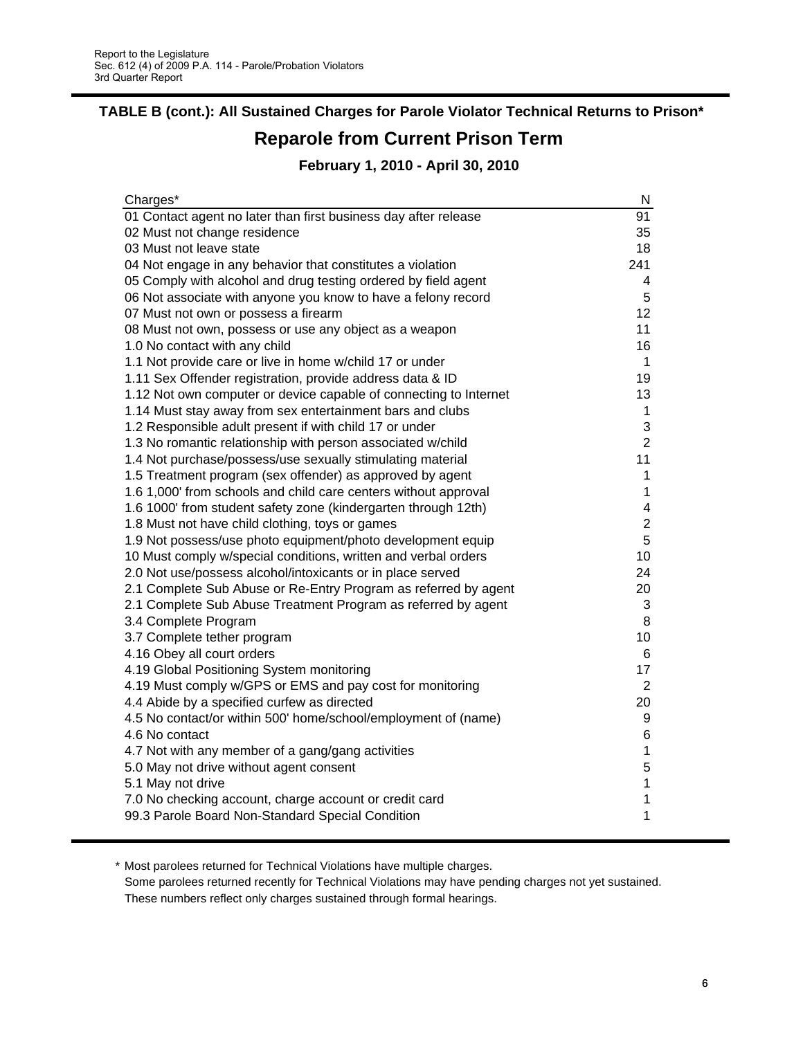## TABLE B (cont.): All Sustained Charges for Parole Violator Technical Returns to Prison*

# Reparole from Current Prison Term

### February 1, 2010 - April 30, 2010

| Charges* | N |
|---|---|
| 01 Contact agent no later than first business day after release | 91 |
| 02 Must not change residence | 35 |
| 03 Must not leave state | 18 |
| 04 Not engage in any behavior that constitutes a violation | 241 |
| 05 Comply with alcohol and drug testing ordered by field agent | 4 |
| 06 Not associate with anyone you know to have a felony record | 5 |
| 07 Must not own or possess a firearm | 12 |
| 08 Must not own, possess or use any object as a weapon | 11 |
| 1.0 No contact with any child | 16 |
| 1.1 Not provide care or live in home w/child 17 or under | 1 |
| 1.11 Sex Offender registration, provide address data & ID | 19 |
| 1.12 Not own computer or device capable of connecting to Internet | 13 |
| 1.14 Must stay away from sex entertainment bars and clubs | 1 |
| 1.2 Responsible adult present if with child 17 or under | 3 |
| 1.3 No romantic relationship with person associated w/child | 2 |
| 1.4 Not purchase/possess/use sexually stimulating material | 11 |
| 1.5 Treatment program (sex offender) as approved by agent | 1 |
| 1.6 1,000' from schools and child care centers without approval | 1 |
| 1.6 1000' from student safety zone (kindergarten through 12th) | 4 |
| 1.8 Must not have child clothing, toys or games | 2 |
| 1.9 Not possess/use photo equipment/photo development equip | 5 |
| 10 Must comply w/special conditions, written and verbal orders | 10 |
| 2.0 Not use/possess alcohol/intoxicants or in place served | 24 |
| 2.1 Complete Sub Abuse or Re-Entry Program as referred by agent | 20 |
| 2.1 Complete Sub Abuse Treatment Program as referred by agent | 3 |
| 3.4 Complete Program | 8 |
| 3.7 Complete tether program | 10 |
| 4.16 Obey all court orders | 6 |
| 4.19 Global Positioning System monitoring | 17 |
| 4.19 Must comply w/GPS or EMS and pay cost for monitoring | 2 |
| 4.4 Abide by a specified curfew as directed | 20 |
| 4.5 No contact/or within 500' home/school/employment of (name) | 9 |
| 4.6 No contact | 6 |
| 4.7 Not with any member of a gang/gang activities | 1 |
| 5.0 May not drive without agent consent | 5 |
| 5.1 May not drive | 1 |
| 7.0 No checking account, charge account or credit card | 1 |
| 99.3 Parole Board Non-Standard Special Condition | 1 |

\* Most parolees returned for Technical Violations have multiple charges.
Some parolees returned recently for Technical Violations may have pending charges not yet sustained.
These numbers reflect only charges sustained through formal hearings.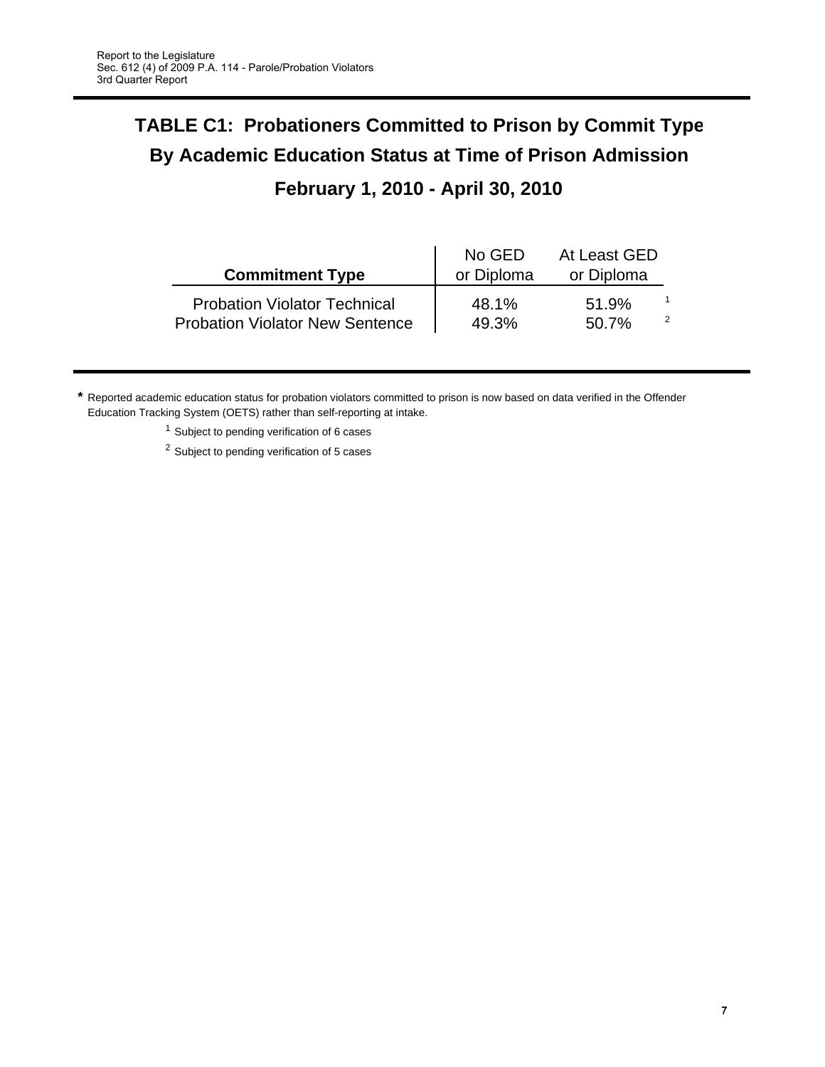# TABLE C1: Probationers Committed to Prison by Commit Type By Academic Education Status at Time of Prison Admission

## February 1, 2010 - April 30, 2010

| Commitment Type | No GED or Diploma | At Least GED or Diploma | |
|---|---|---|---|
| Probation Violator Technical | 48.1% | 51.9% | 1 |
| Probation Violator New Sentence | 49.3% | 50.7% | 2 |

**\*** Reported academic education status for probation violators committed to prison is now based on data verified in the Offender Education Tracking System (OETS) rather than self-reporting at intake.

[1] Subject to pending verification of 6 cases

[2] Subject to pending verification of 5 cases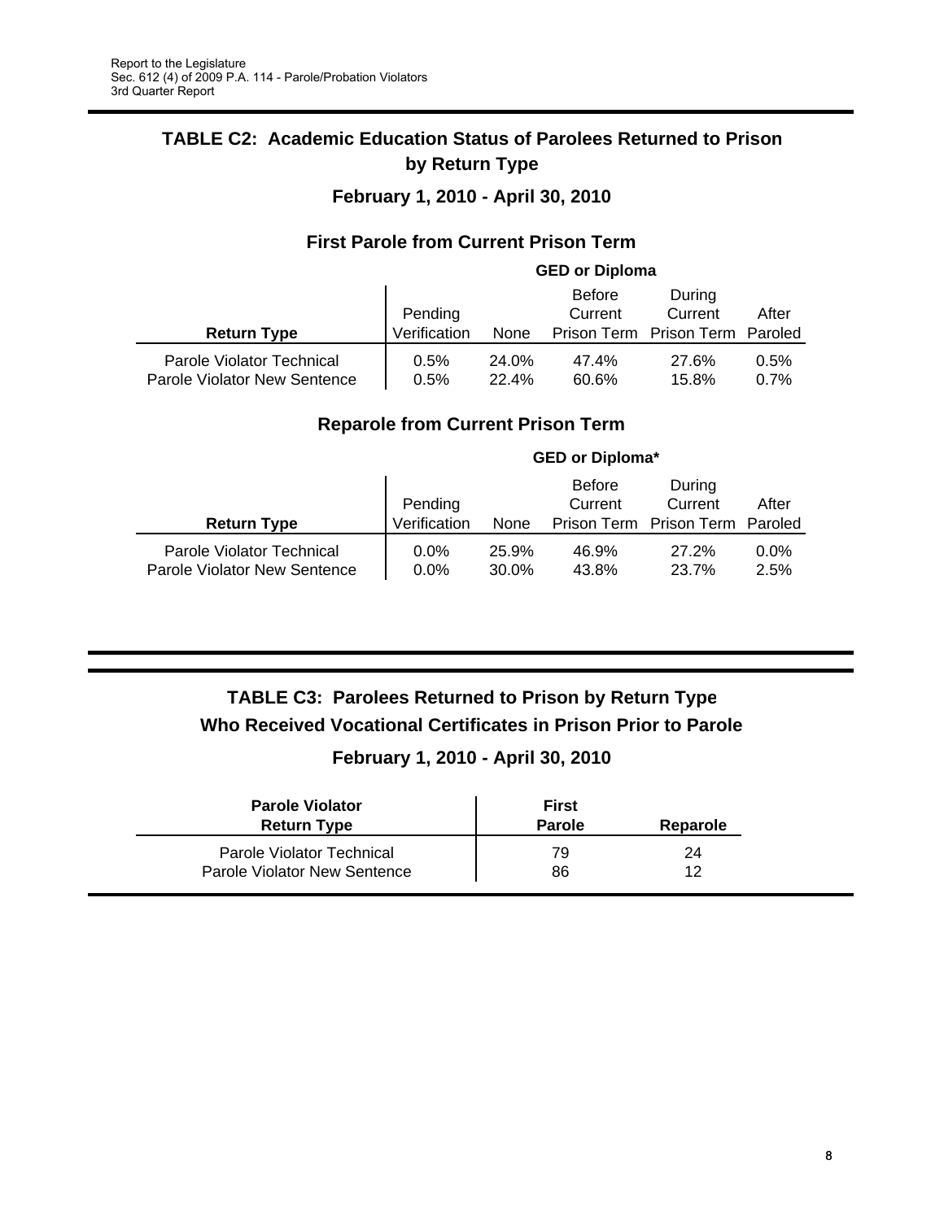## TABLE C2: Academic Education Status of Parolees Returned to Prison by Return Type

### February 1, 2010 - April 30, 2010

### First Parole from Current Prison Term

| | GED or Diploma | | | | |
|---|---|---|---|---|---|
| **Return Type** | Pending Verification | None | Before Current Prison Term | During Current Prison Term | After Paroled |
| Parole Violator Technical | 0.5% | 24.0% | 47.4% | 27.6% | 0.5% |
| Parole Violator New Sentence | 0.5% | 22.4% | 60.6% | 15.8% | 0.7% |

### Reparole from Current Prison Term

| | GED or Diploma* | | | | |
|---|---|---|---|---|---|
| **Return Type** | Pending Verification | None | Before Current Prison Term | During Current Prison Term | After Paroled |
| Parole Violator Technical | 0.0% | 25.9% | 46.9% | 27.2% | 0.0% |
| Parole Violator New Sentence | 0.0% | 30.0% | 43.8% | 23.7% | 2.5% |

## TABLE C3: Parolees Returned to Prison by Return Type Who Received Vocational Certificates in Prison Prior to Parole

### February 1, 2010 - April 30, 2010

| **Parole Violator Return Type** | **First Parole** | **Reparole** |
|---|---|---|
| Parole Violator Technical | 79 | 24 |
| Parole Violator New Sentence | 86 | 12 |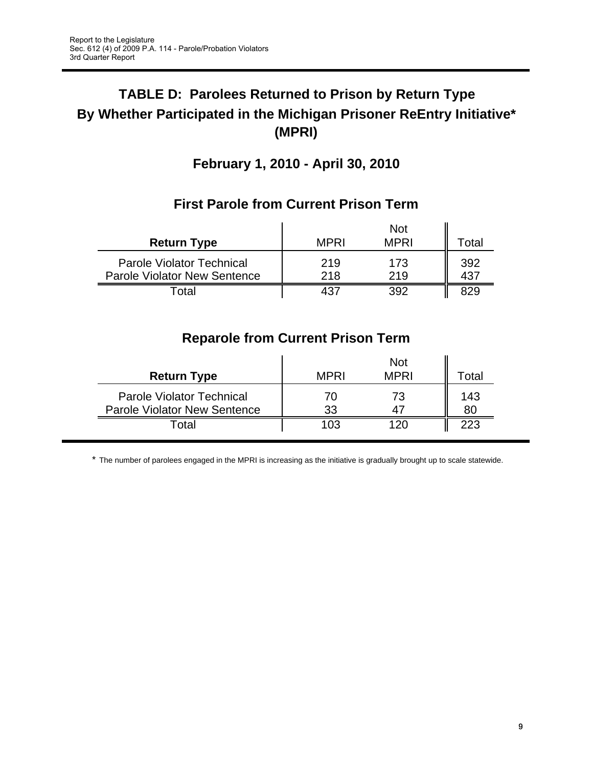# TABLE D: Parolees Returned to Prison by Return Type By Whether Participated in the Michigan Prisoner ReEntry Initiative* (MPRI)

## February 1, 2010 - April 30, 2010

### First Parole from Current Prison Term

| Return Type | MPRI | Not MPRI | Total |
|---|---|---|---|
| Parole Violator Technical | 219 | 173 | 392 |
| Parole Violator New Sentence | 218 | 219 | 437 |
| Total | 437 | 392 | 829 |

### Reparole from Current Prison Term

| Return Type | MPRI | Not MPRI | Total |
|---|---|---|---|
| Parole Violator Technical | 70 | 73 | 143 |
| Parole Violator New Sentence | 33 | 47 | 80 |
| Total | 103 | 120 | 223 |

* The number of parolees engaged in the MPRI is increasing as the initiative is gradually brought up to scale statewide.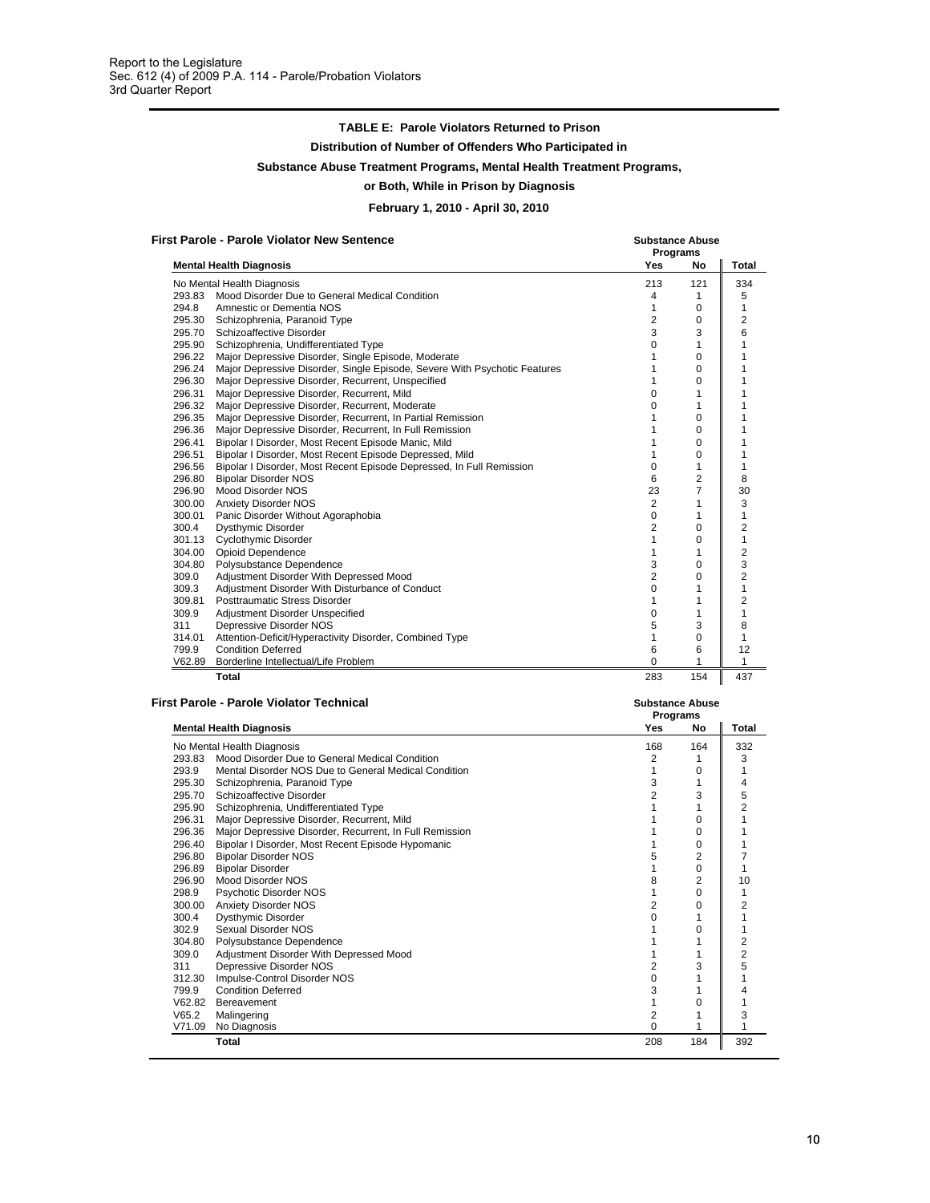Report to the Legislature
Sec. 612 (4) of 2009 P.A. 114 - Parole/Probation Violators
3rd Quarter Report

### TABLE E: Parole Violators Returned to Prison

**Distribution of Number of Offenders Who Participated in**

**Substance Abuse Treatment Programs, Mental Health Treatment Programs,**

**or Both, While in Prison by Diagnosis**

**February 1, 2010 - April 30, 2010**

**First Parole - Parole Violator New Sentence**

| Mental Health Diagnosis | | Substance Abuse Programs Yes | No | Total |
|---|---|---|---|---|
| No Mental Health Diagnosis | | 213 | 121 | 334 |
| 293.83 | Mood Disorder Due to General Medical Condition | 4 | 1 | 5 |
| 294.8 | Amnestic or Dementia NOS | 1 | 0 | 1 |
| 295.30 | Schizophrenia, Paranoid Type | 2 | 0 | 2 |
| 295.70 | Schizoaffective Disorder | 3 | 3 | 6 |
| 295.90 | Schizophrenia, Undifferentiated Type | 0 | 1 | 1 |
| 296.22 | Major Depressive Disorder, Single Episode, Moderate | 1 | 0 | 1 |
| 296.24 | Major Depressive Disorder, Single Episode, Severe With Psychotic Features | 1 | 0 | 1 |
| 296.30 | Major Depressive Disorder, Recurrent, Unspecified | 1 | 0 | 1 |
| 296.31 | Major Depressive Disorder, Recurrent, Mild | 0 | 1 | 1 |
| 296.32 | Major Depressive Disorder, Recurrent, Moderate | 0 | 1 | 1 |
| 296.35 | Major Depressive Disorder, Recurrent, In Partial Remission | 1 | 0 | 1 |
| 296.36 | Major Depressive Disorder, Recurrent, In Full Remission | 1 | 0 | 1 |
| 296.41 | Bipolar I Disorder, Most Recent Episode Manic, Mild | 1 | 0 | 1 |
| 296.51 | Bipolar I Disorder, Most Recent Episode Depressed, Mild | 1 | 0 | 1 |
| 296.56 | Bipolar I Disorder, Most Recent Episode Depressed, In Full Remission | 0 | 1 | 1 |
| 296.80 | Bipolar Disorder NOS | 6 | 2 | 8 |
| 296.90 | Mood Disorder NOS | 23 | 7 | 30 |
| 300.00 | Anxiety Disorder NOS | 2 | 1 | 3 |
| 300.01 | Panic Disorder Without Agoraphobia | 0 | 1 | 1 |
| 300.4 | Dysthymic Disorder | 2 | 0 | 2 |
| 301.13 | Cyclothymic Disorder | 1 | 0 | 1 |
| 304.00 | Opioid Dependence | 1 | 1 | 2 |
| 304.80 | Polysubstance Dependence | 3 | 0 | 3 |
| 309.0 | Adjustment Disorder With Depressed Mood | 2 | 0 | 2 |
| 309.3 | Adjustment Disorder With Disturbance of Conduct | 0 | 1 | 1 |
| 309.81 | Posttraumatic Stress Disorder | 1 | 1 | 2 |
| 309.9 | Adjustment Disorder Unspecified | 0 | 1 | 1 |
| 311 | Depressive Disorder NOS | 5 | 3 | 8 |
| 314.01 | Attention-Deficit/Hyperactivity Disorder, Combined Type | 1 | 0 | 1 |
| 799.9 | Condition Deferred | 6 | 6 | 12 |
| V62.89 | Borderline Intellectual/Life Problem | 0 | 1 | 1 |
| | **Total** | 283 | 154 | 437 |

**First Parole - Parole Violator Technical**

| Mental Health Diagnosis | | Substance Abuse Programs Yes | No | Total |
|---|---|---|---|---|
| No Mental Health Diagnosis | | 168 | 164 | 332 |
| 293.83 | Mood Disorder Due to General Medical Condition | 2 | 1 | 3 |
| 293.9 | Mental Disorder NOS Due to General Medical Condition | 1 | 0 | 1 |
| 295.30 | Schizophrenia, Paranoid Type | 3 | 1 | 4 |
| 295.70 | Schizoaffective Disorder | 2 | 3 | 5 |
| 295.90 | Schizophrenia, Undifferentiated Type | 1 | 1 | 2 |
| 296.31 | Major Depressive Disorder, Recurrent, Mild | 1 | 0 | 1 |
| 296.36 | Major Depressive Disorder, Recurrent, In Full Remission | 1 | 0 | 1 |
| 296.40 | Bipolar I Disorder, Most Recent Episode Hypomanic | 1 | 0 | 1 |
| 296.80 | Bipolar Disorder NOS | 5 | 2 | 7 |
| 296.89 | Bipolar Disorder | 1 | 0 | 1 |
| 296.90 | Mood Disorder NOS | 8 | 2 | 10 |
| 298.9 | Psychotic Disorder NOS | 1 | 0 | 1 |
| 300.00 | Anxiety Disorder NOS | 2 | 0 | 2 |
| 300.4 | Dysthymic Disorder | 0 | 1 | 1 |
| 302.9 | Sexual Disorder NOS | 1 | 0 | 1 |
| 304.80 | Polysubstance Dependence | 1 | 1 | 2 |
| 309.0 | Adjustment Disorder With Depressed Mood | 1 | 1 | 2 |
| 311 | Depressive Disorder NOS | 2 | 3 | 5 |
| 312.30 | Impulse-Control Disorder NOS | 0 | 1 | 1 |
| 799.9 | Condition Deferred | 3 | 1 | 4 |
| V62.82 | Bereavement | 1 | 0 | 1 |
| V65.2 | Malingering | 2 | 1 | 3 |
| V71.09 | No Diagnosis | 0 | 1 | 1 |
| | **Total** | 208 | 184 | 392 |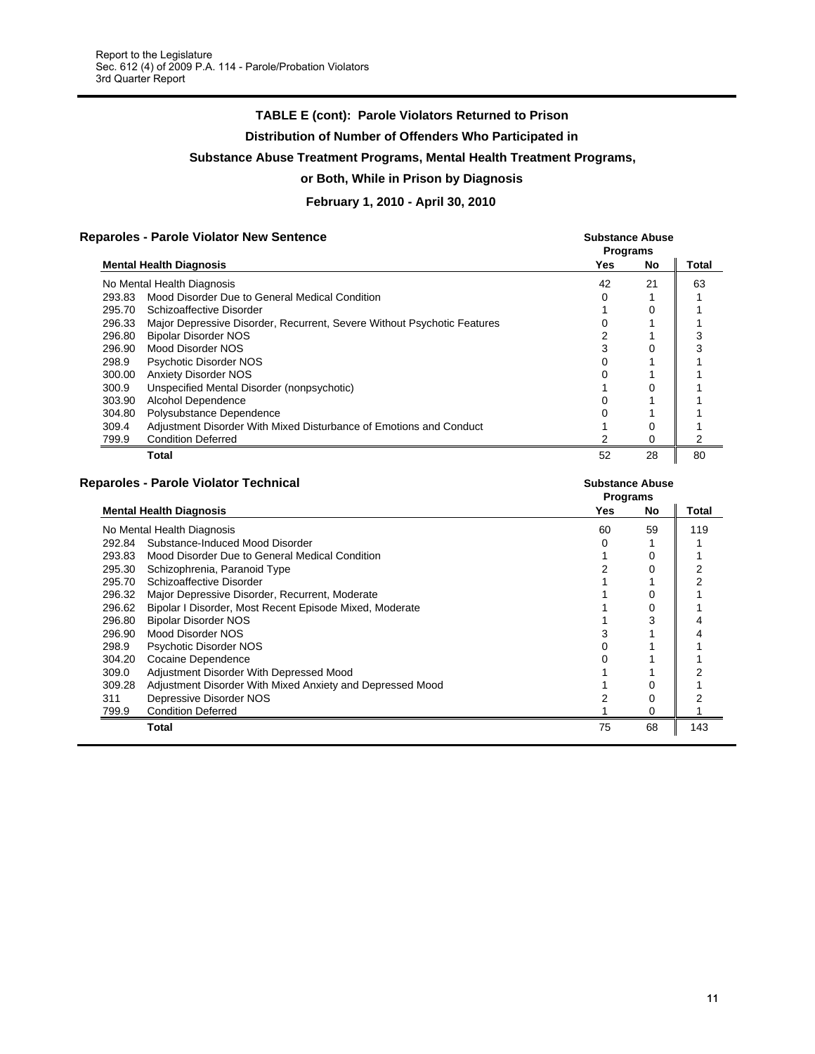Report to the Legislature
Sec. 612 (4) of 2009 P.A. 114 - Parole/Probation Violators
3rd Quarter Report

## TABLE E (cont): Parole Violators Returned to Prison
## Distribution of Number of Offenders Who Participated in
## Substance Abuse Treatment Programs, Mental Health Treatment Programs,
## or Both, While in Prison by Diagnosis
## February 1, 2010 - April 30, 2010

### Reparoles - Parole Violator New Sentence

| | | Substance Abuse Programs | | |
|---|---|---|---|---|
| **Mental Health Diagnosis** | | **Yes** | **No** | **Total** |
| No Mental Health Diagnosis | | 42 | 21 | 63 |
| 293.83 | Mood Disorder Due to General Medical Condition | 0 | 1 | 1 |
| 295.70 | Schizoaffective Disorder | 1 | 0 | 1 |
| 296.33 | Major Depressive Disorder, Recurrent, Severe Without Psychotic Features | 0 | 1 | 1 |
| 296.80 | Bipolar Disorder NOS | 2 | 1 | 3 |
| 296.90 | Mood Disorder NOS | 3 | 0 | 3 |
| 298.9 | Psychotic Disorder NOS | 0 | 1 | 1 |
| 300.00 | Anxiety Disorder NOS | 0 | 1 | 1 |
| 300.9 | Unspecified Mental Disorder (nonpsychotic) | 1 | 0 | 1 |
| 303.90 | Alcohol Dependence | 0 | 1 | 1 |
| 304.80 | Polysubstance Dependence | 0 | 1 | 1 |
| 309.4 | Adjustment Disorder With Mixed Disturbance of Emotions and Conduct | 1 | 0 | 1 |
| 799.9 | Condition Deferred | 2 | 0 | 2 |
| | **Total** | 52 | 28 | 80 |

### Reparoles - Parole Violator Technical

| | | Substance Abuse Programs | | |
|---|---|---|---|---|
| **Mental Health Diagnosis** | | **Yes** | **No** | **Total** |
| No Mental Health Diagnosis | | 60 | 59 | 119 |
| 292.84 | Substance-Induced Mood Disorder | 0 | 1 | 1 |
| 293.83 | Mood Disorder Due to General Medical Condition | 1 | 0 | 1 |
| 295.30 | Schizophrenia, Paranoid Type | 2 | 0 | 2 |
| 295.70 | Schizoaffective Disorder | 1 | 1 | 2 |
| 296.32 | Major Depressive Disorder, Recurrent, Moderate | 1 | 0 | 1 |
| 296.62 | Bipolar I Disorder, Most Recent Episode Mixed, Moderate | 1 | 0 | 1 |
| 296.80 | Bipolar Disorder NOS | 1 | 3 | 4 |
| 296.90 | Mood Disorder NOS | 3 | 1 | 4 |
| 298.9 | Psychotic Disorder NOS | 0 | 1 | 1 |
| 304.20 | Cocaine Dependence | 0 | 1 | 1 |
| 309.0 | Adjustment Disorder With Depressed Mood | 1 | 1 | 2 |
| 309.28 | Adjustment Disorder With Mixed Anxiety and Depressed Mood | 1 | 0 | 1 |
| 311 | Depressive Disorder NOS | 2 | 0 | 2 |
| 799.9 | Condition Deferred | 1 | 0 | 1 |
| | **Total** | 75 | 68 | 143 |